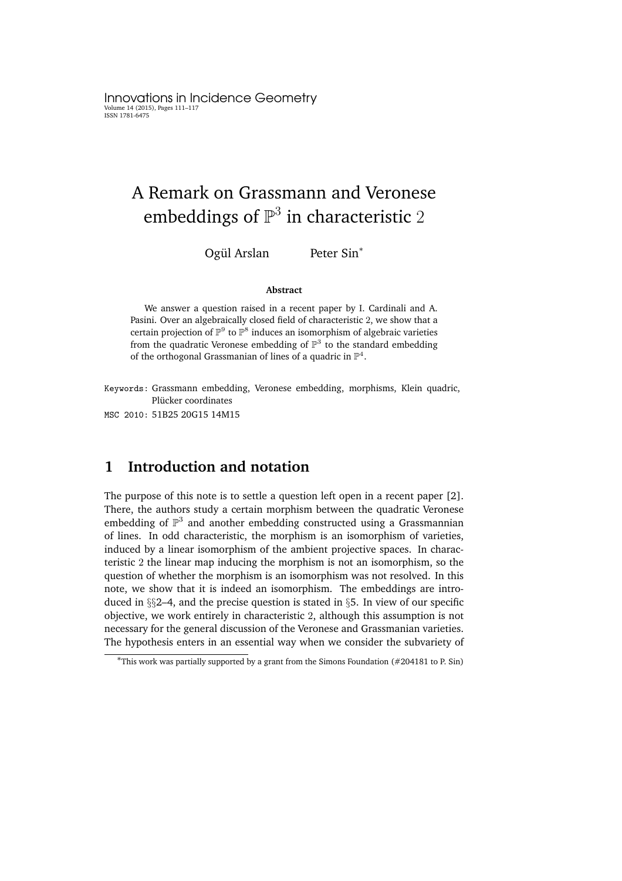# A Remark on Grassmann and Veronese embeddings of $\mathbb{P}^3$ in characteristic $2$

Ogül Arslan Peter Sin*

**Abstract**

We answer a question raised in a recent paper by I. Cardinali and A. Pasini. Over an algebraically closed field of characteristic $2$, we show that a certain projection of $\mathbb{P}^9$ to $\mathbb{P}^8$ induces an isomorphism of algebraic varieties from the quadratic Veronese embedding of $\mathbb{P}^3$ to the standard embedding of the orthogonal Grassmanian of lines of a quadric in $\mathbb{P}^4$.

Keywords: Grassmann embedding, Veronese embedding, morphisms, Klein quadric, Plücker coordinates

MSC 2010: 51B25 20G15 14M15

## 1 Introduction and notation

The purpose of this note is to settle a question left open in a recent paper [2]. There, the authors study a certain morphism between the quadratic Veronese embedding of $\mathbb{P}^3$ and another embedding constructed using a Grassmannian of lines. In odd characteristic, the morphism is an isomorphism of varieties, induced by a linear isomorphism of the ambient projective spaces. In characteristic $2$ the linear map inducing the morphism is not an isomorphism, so the question of whether the morphism is an isomorphism was not resolved. In this note, we show that it is indeed an isomorphism. The embeddings are introduced in §§2–4, and the precise question is stated in §5. In view of our specific objective, we work entirely in characteristic $2$, although this assumption is not necessary for the general discussion of the Veronese and Grassmanian varieties. The hypothesis enters in an essential way when we consider the subvariety of

*This work was partially supported by a grant from the Simons Foundation (#204181 to P. Sin)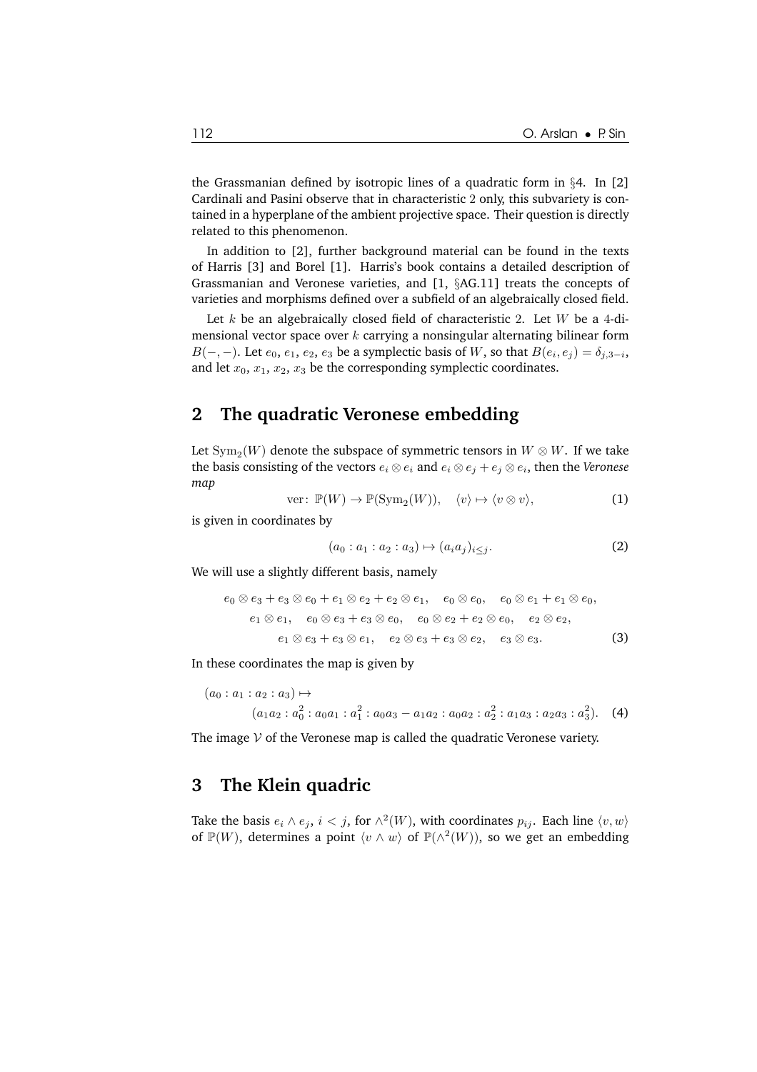the Grassmanian defined by isotropic lines of a quadratic form in §4. In [2] Cardinali and Pasini observe that in characteristic 2 only, this subvariety is contained in a hyperplane of the ambient projective space. Their question is directly related to this phenomenon.

In addition to [2], further background material can be found in the texts of Harris [3] and Borel [1]. Harris's book contains a detailed description of Grassmanian and Veronese varieties, and [1, §AG.11] treats the concepts of varieties and morphisms defined over a subfield of an algebraically closed field.

Let $k$ be an algebraically closed field of characteristic 2. Let $W$ be a 4-dimensional vector space over $k$ carrying a nonsingular alternating bilinear form $B(-,-)$. Let $e_0$, $e_1$, $e_2$, $e_3$ be a symplectic basis of $W$, so that $B(e_i, e_j) = \delta_{j,3-i}$, and let $x_0$, $x_1$, $x_2$, $x_3$ be the corresponding symplectic coordinates.

## 2 The quadratic Veronese embedding

Let $\mathrm{Sym}_2(W)$ denote the subspace of symmetric tensors in $W \otimes W$. If we take the basis consisting of the vectors $e_i \otimes e_i$ and $e_i \otimes e_j + e_j \otimes e_i$, then the *Veronese map*

$$\mathrm{ver}\colon\ \mathbb{P}(W) \to \mathbb{P}(\mathrm{Sym}_2(W)), \quad \langle v \rangle \mapsto \langle v \otimes v \rangle, \tag{1}$$

is given in coordinates by

$$(a_0 : a_1 : a_2 : a_3) \mapsto (a_i a_j)_{i \leq j}. \tag{2}$$

We will use a slightly different basis, namely

$$\begin{gathered} e_0 \otimes e_3 + e_3 \otimes e_0 + e_1 \otimes e_2 + e_2 \otimes e_1, \quad e_0 \otimes e_0, \quad e_0 \otimes e_1 + e_1 \otimes e_0, \\ e_1 \otimes e_1, \quad e_0 \otimes e_3 + e_3 \otimes e_0, \quad e_0 \otimes e_2 + e_2 \otimes e_0, \quad e_2 \otimes e_2, \\ e_1 \otimes e_3 + e_3 \otimes e_1, \quad e_2 \otimes e_3 + e_3 \otimes e_2, \quad e_3 \otimes e_3. \end{gathered} \tag{3}$$

In these coordinates the map is given by

$$\begin{aligned} &(a_0 : a_1 : a_2 : a_3) \mapsto \\ &\qquad (a_1 a_2 : a_0^2 : a_0 a_1 : a_1^2 : a_0 a_3 - a_1 a_2 : a_0 a_2 : a_2^2 : a_1 a_3 : a_2 a_3 : a_3^2). \end{aligned} \tag{4}$$

The image $\mathcal{V}$ of the Veronese map is called the quadratic Veronese variety.

## 3 The Klein quadric

Take the basis $e_i \wedge e_j$, $i < j$, for $\wedge^2(W)$, with coordinates $p_{ij}$. Each line $\langle v, w \rangle$ of $\mathbb{P}(W)$, determines a point $\langle v \wedge w \rangle$ of $\mathbb{P}(\wedge^2(W))$, so we get an embedding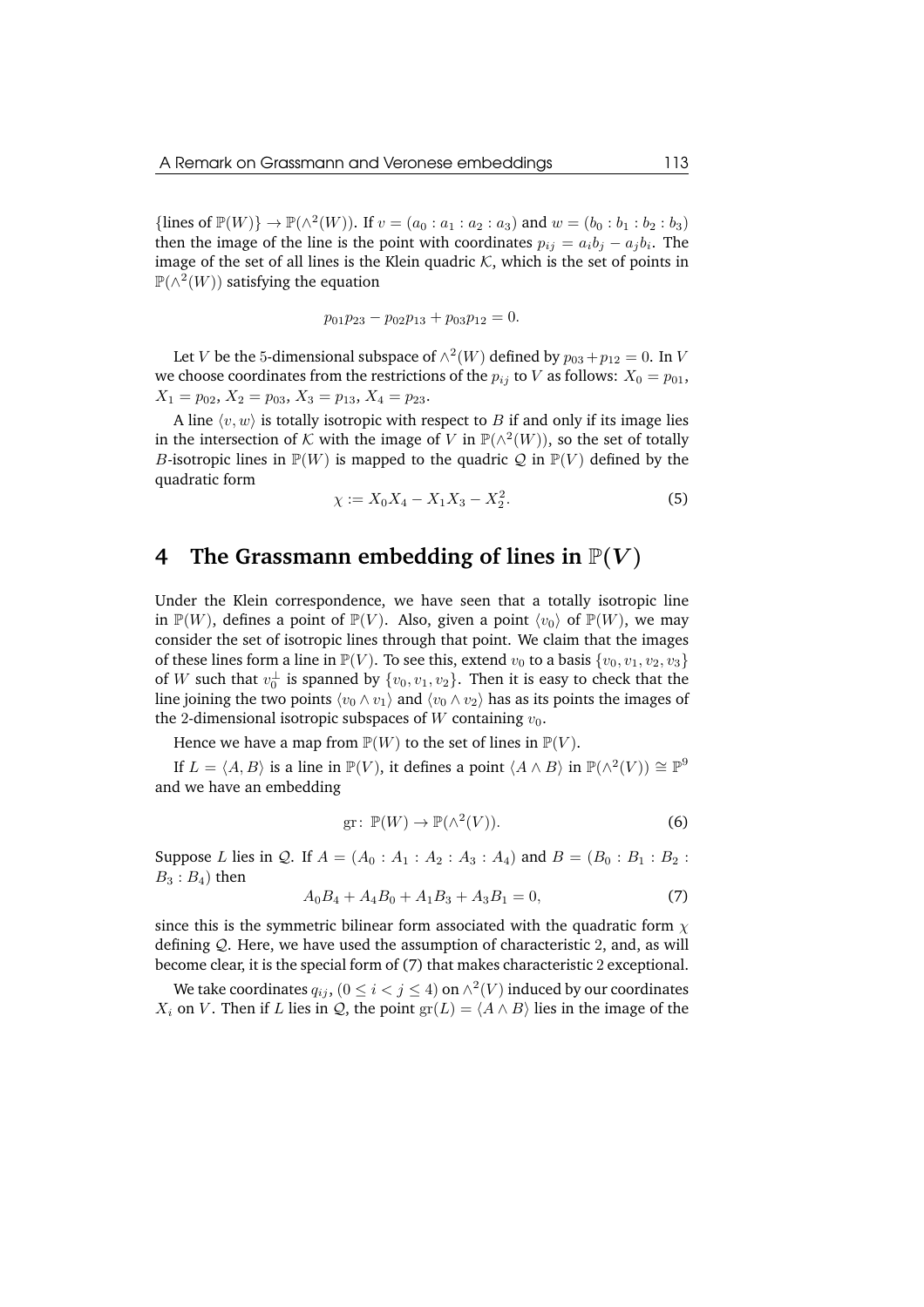$\{\text{lines of } \mathbb{P}(W)\} \to \mathbb{P}(\wedge^2(W))$. If $v = (a_0 : a_1 : a_2 : a_3)$ and $w = (b_0 : b_1 : b_2 : b_3)$ then the image of the line is the point with coordinates $p_{ij} = a_i b_j - a_j b_i$. The image of the set of all lines is the Klein quadric $\mathcal{K}$, which is the set of points in $\mathbb{P}(\wedge^2(W))$ satisfying the equation

$$p_{01}p_{23} - p_{02}p_{13} + p_{03}p_{12} = 0.$$

Let $V$ be the 5-dimensional subspace of $\wedge^2(W)$ defined by $p_{03} + p_{12} = 0$. In $V$ we choose coordinates from the restrictions of the $p_{ij}$ to $V$ as follows: $X_0 = p_{01}$, $X_1 = p_{02}$, $X_2 = p_{03}$, $X_3 = p_{13}$, $X_4 = p_{23}$.

A line $\langle v, w \rangle$ is totally isotropic with respect to $B$ if and only if its image lies in the intersection of $\mathcal{K}$ with the image of $V$ in $\mathbb{P}(\wedge^2(W))$, so the set of totally $B$-isotropic lines in $\mathbb{P}(W)$ is mapped to the quadric $\mathcal{Q}$ in $\mathbb{P}(V)$ defined by the quadratic form

$$\chi := X_0 X_4 - X_1 X_3 - X_2^2. \tag{5}$$

# 4 The Grassmann embedding of lines in $\mathbb{P}(V)$

Under the Klein correspondence, we have seen that a totally isotropic line in $\mathbb{P}(W)$, defines a point of $\mathbb{P}(V)$. Also, given a point $\langle v_0 \rangle$ of $\mathbb{P}(W)$, we may consider the set of isotropic lines through that point. We claim that the images of these lines form a line in $\mathbb{P}(V)$. To see this, extend $v_0$ to a basis $\{v_0, v_1, v_2, v_3\}$ of $W$ such that $v_0^\perp$ is spanned by $\{v_0, v_1, v_2\}$. Then it is easy to check that the line joining the two points $\langle v_0 \wedge v_1 \rangle$ and $\langle v_0 \wedge v_2 \rangle$ has as its points the images of the 2-dimensional isotropic subspaces of $W$ containing $v_0$.

Hence we have a map from $\mathbb{P}(W)$ to the set of lines in $\mathbb{P}(V)$.

If $L = \langle A, B \rangle$ is a line in $\mathbb{P}(V)$, it defines a point $\langle A \wedge B \rangle$ in $\mathbb{P}(\wedge^2(V)) \cong \mathbb{P}^9$ and we have an embedding

$$\mathrm{gr}\colon \mathbb{P}(W) \to \mathbb{P}(\wedge^2(V)). \tag{6}$$

Suppose $L$ lies in $\mathcal{Q}$. If $A = (A_0 : A_1 : A_2 : A_3 : A_4)$ and $B = (B_0 : B_1 : B_2 : B_3 : B_4)$ then

$$A_0 B_4 + A_4 B_0 + A_1 B_3 + A_3 B_1 = 0, \tag{7}$$

since this is the symmetric bilinear form associated with the quadratic form $\chi$ defining $\mathcal{Q}$. Here, we have used the assumption of characteristic 2, and, as will become clear, it is the special form of (7) that makes characteristic 2 exceptional.

We take coordinates $q_{ij}$, $(0 \leq i < j \leq 4)$ on $\wedge^2(V)$ induced by our coordinates $X_i$ on $V$. Then if $L$ lies in $\mathcal{Q}$, the point $\mathrm{gr}(L) = \langle A \wedge B \rangle$ lies in the image of the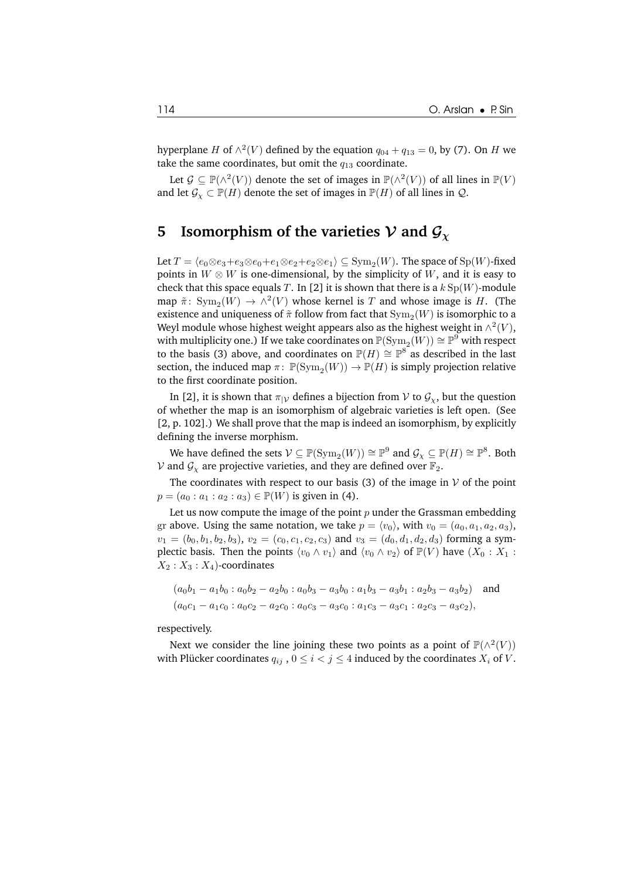hyperplane $H$ of $\wedge^2(V)$ defined by the equation $q_{04} + q_{13} = 0$, by (7). On $H$ we take the same coordinates, but omit the $q_{13}$ coordinate.

Let $\mathcal{G} \subseteq \mathbb{P}(\wedge^2(V))$ denote the set of images in $\mathbb{P}(\wedge^2(V))$ of all lines in $\mathbb{P}(V)$ and let $\mathcal{G}_\chi \subset \mathbb{P}(H)$ denote the set of images in $\mathbb{P}(H)$ of all lines in $\mathcal{Q}$.

## 5 Isomorphism of the varieties $\mathcal{V}$ and $\mathcal{G}_\chi$

Let $T = \langle e_0 \otimes e_3 + e_3 \otimes e_0 + e_1 \otimes e_2 + e_2 \otimes e_1 \rangle \subseteq \mathrm{Sym}_2(W)$. The space of $\mathrm{Sp}(W)$-fixed points in $W \otimes W$ is one-dimensional, by the simplicity of $W$, and it is easy to check that this space equals $T$. In [2] it is shown that there is a $k\,\mathrm{Sp}(W)$-module map $\tilde{\pi}\colon \mathrm{Sym}_2(W) \to \wedge^2(V)$ whose kernel is $T$ and whose image is $H$. (The existence and uniqueness of $\tilde{\pi}$ follow from fact that $\mathrm{Sym}_2(W)$ is isomorphic to a Weyl module whose highest weight appears also as the highest weight in $\wedge^2(V)$, with multiplicity one.) If we take coordinates on $\mathbb{P}(\mathrm{Sym}_2(W)) \cong \mathbb{P}^9$ with respect to the basis (3) above, and coordinates on $\mathbb{P}(H) \cong \mathbb{P}^8$ as described in the last section, the induced map $\pi\colon \mathbb{P}(\mathrm{Sym}_2(W)) \to \mathbb{P}(H)$ is simply projection relative to the first coordinate position.

In [2], it is shown that $\pi_{|\mathcal{V}}$ defines a bijection from $\mathcal{V}$ to $\mathcal{G}_\chi$, but the question of whether the map is an isomorphism of algebraic varieties is left open. (See [2, p. 102].) We shall prove that the map is indeed an isomorphism, by explicitly defining the inverse morphism.

We have defined the sets $\mathcal{V} \subseteq \mathbb{P}(\mathrm{Sym}_2(W)) \cong \mathbb{P}^9$ and $\mathcal{G}_\chi \subseteq \mathbb{P}(H) \cong \mathbb{P}^8$. Both $\mathcal{V}$ and $\mathcal{G}_\chi$ are projective varieties, and they are defined over $\mathbb{F}_2$.

The coordinates with respect to our basis (3) of the image in $\mathcal{V}$ of the point $p = (a_0 : a_1 : a_2 : a_3) \in \mathbb{P}(W)$ is given in (4).

Let us now compute the image of the point $p$ under the Grassman embedding $\mathrm{gr}$ above. Using the same notation, we take $p = \langle v_0 \rangle$, with $v_0 = (a_0, a_1, a_2, a_3)$, $v_1 = (b_0, b_1, b_2, b_3)$, $v_2 = (c_0, c_1, c_2, c_3)$ and $v_3 = (d_0, d_1, d_2, d_3)$ forming a symplectic basis. Then the points $\langle v_0 \wedge v_1 \rangle$ and $\langle v_0 \wedge v_2 \rangle$ of $\mathbb{P}(V)$ have $(X_0 : X_1 : X_2 : X_3 : X_4)$-coordinates

$$(a_0b_1 - a_1b_0 : a_0b_2 - a_2b_0 : a_0b_3 - a_3b_0 : a_1b_3 - a_3b_1 : a_2b_3 - a_3b_2) \quad \text{and}$$
$$(a_0c_1 - a_1c_0 : a_0c_2 - a_2c_0 : a_0c_3 - a_3c_0 : a_1c_3 - a_3c_1 : a_2c_3 - a_3c_2),$$

respectively.

Next we consider the line joining these two points as a point of $\mathbb{P}(\wedge^2(V))$ with Plücker coordinates $q_{ij}$ , $0 \leq i < j \leq 4$ induced by the coordinates $X_i$ of $V$.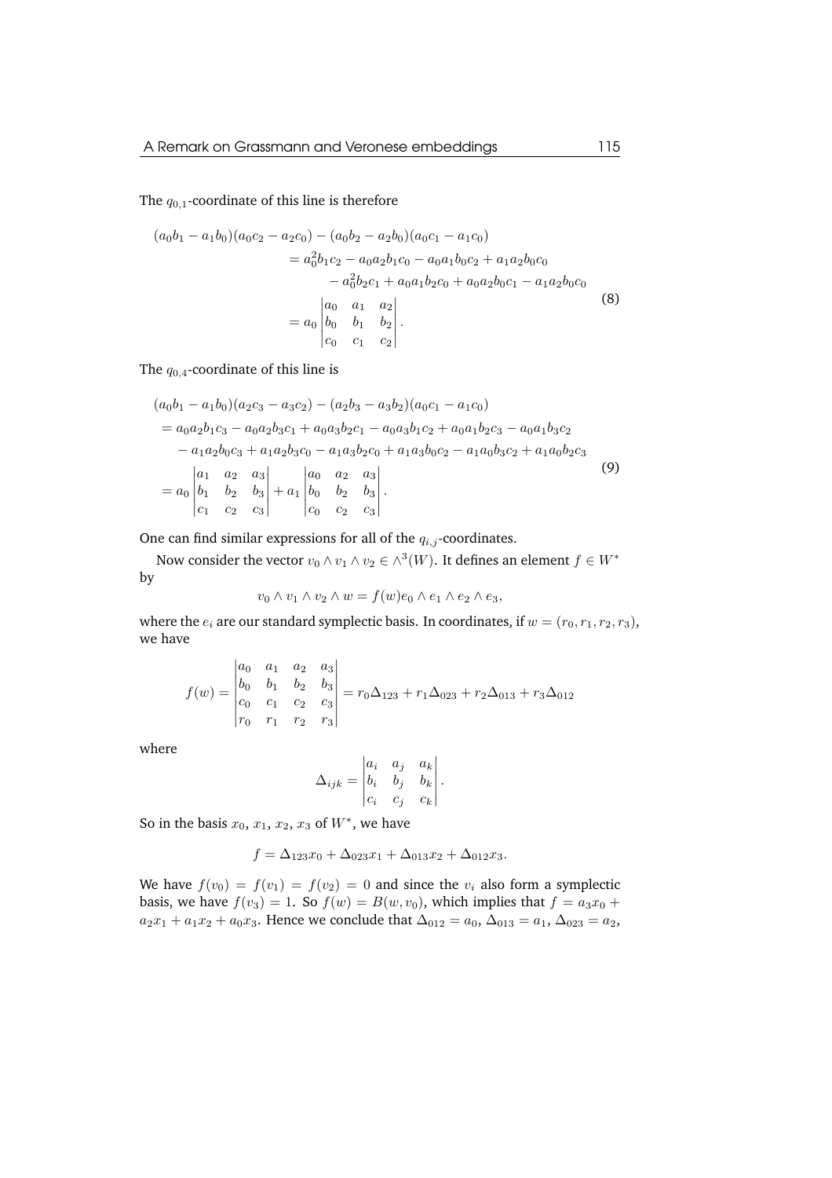The $q_{0,1}$-coordinate of this line is therefore

$$
\begin{aligned}
(a_0b_1 - a_1b_0)(a_0c_2 - a_2c_0) &- (a_0b_2 - a_2b_0)(a_0c_1 - a_1c_0) \\
&= a_0^2b_1c_2 - a_0a_2b_1c_0 - a_0a_1b_0c_2 + a_1a_2b_0c_0 \\
&\quad - a_0^2b_2c_1 + a_0a_1b_2c_0 + a_0a_2b_0c_1 - a_1a_2b_0c_0 \\
&= a_0 \begin{vmatrix} a_0 & a_1 & a_2 \\ b_0 & b_1 & b_2 \\ c_0 & c_1 & c_2 \end{vmatrix}.
\end{aligned} \tag{8}
$$

The $q_{0,4}$-coordinate of this line is

$$
\begin{aligned}
&(a_0b_1 - a_1b_0)(a_2c_3 - a_3c_2) - (a_2b_3 - a_3b_2)(a_0c_1 - a_1c_0) \\
&= a_0a_2b_1c_3 - a_0a_2b_3c_1 + a_0a_3b_2c_1 - a_0a_3b_1c_2 + a_0a_1b_2c_3 - a_0a_1b_3c_2 \\
&\quad - a_1a_2b_0c_3 + a_1a_2b_3c_0 - a_1a_3b_2c_0 + a_1a_3b_0c_2 - a_1a_0b_3c_2 + a_1a_0b_2c_3 \\
&= a_0 \begin{vmatrix} a_1 & a_2 & a_3 \\ b_1 & b_2 & b_3 \\ c_1 & c_2 & c_3 \end{vmatrix} + a_1 \begin{vmatrix} a_0 & a_2 & a_3 \\ b_0 & b_2 & b_3 \\ c_0 & c_2 & c_3 \end{vmatrix}.
\end{aligned} \tag{9}
$$

One can find similar expressions for all of the $q_{i,j}$-coordinates.

Now consider the vector $v_0 \wedge v_1 \wedge v_2 \in \wedge^3(W)$. It defines an element $f \in W^*$ by

$$
v_0 \wedge v_1 \wedge v_2 \wedge w = f(w) e_0 \wedge e_1 \wedge e_2 \wedge e_3,
$$

where the $e_i$ are our standard symplectic basis. In coordinates, if $w = (r_0, r_1, r_2, r_3)$, we have

$$
f(w) = \begin{vmatrix} a_0 & a_1 & a_2 & a_3 \\ b_0 & b_1 & b_2 & b_3 \\ c_0 & c_1 & c_2 & c_3 \\ r_0 & r_1 & r_2 & r_3 \end{vmatrix} = r_0\Delta_{123} + r_1\Delta_{023} + r_2\Delta_{013} + r_3\Delta_{012}
$$

where

$$
\Delta_{ijk} = \begin{vmatrix} a_i & a_j & a_k \\ b_i & b_j & b_k \\ c_i & c_j & c_k \end{vmatrix}.
$$

So in the basis $x_0$, $x_1$, $x_2$, $x_3$ of $W^*$, we have

$$
f = \Delta_{123}x_0 + \Delta_{023}x_1 + \Delta_{013}x_2 + \Delta_{012}x_3.
$$

We have $f(v_0) = f(v_1) = f(v_2) = 0$ and since the $v_i$ also form a symplectic basis, we have $f(v_3) = 1$. So $f(w) = B(w, v_0)$, which implies that $f = a_3x_0 + a_2x_1 + a_1x_2 + a_0x_3$. Hence we conclude that $\Delta_{012} = a_0$, $\Delta_{013} = a_1$, $\Delta_{023} = a_2$,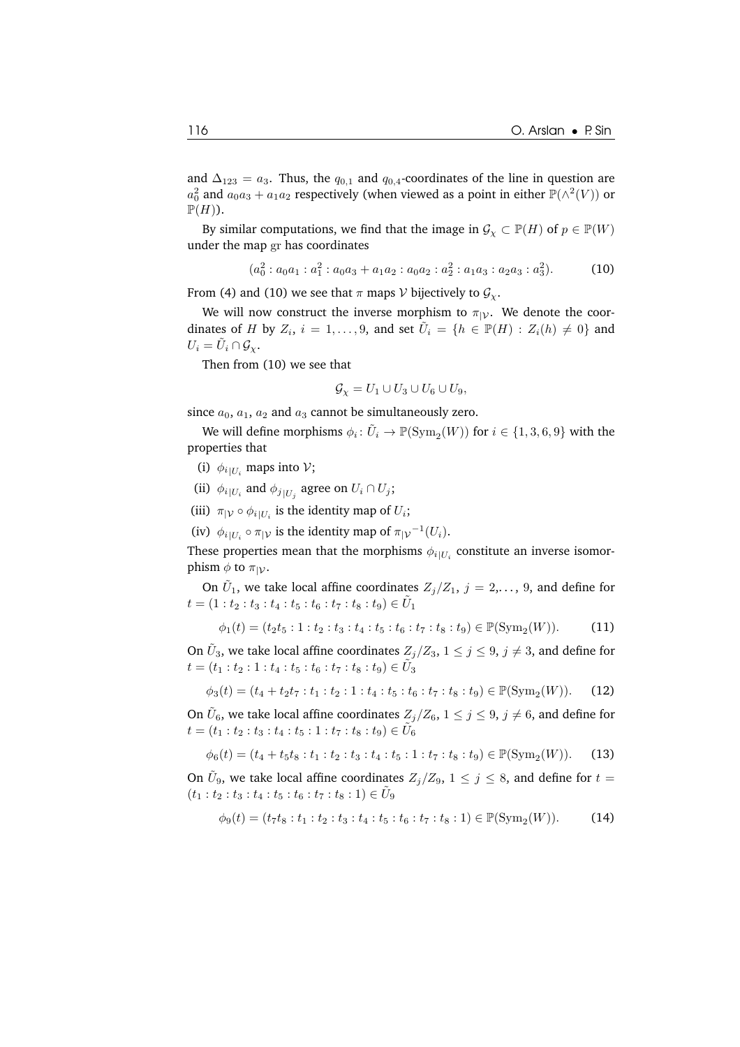and $\Delta_{123} = a_3$. Thus, the $q_{0,1}$ and $q_{0,4}$-coordinates of the line in question are $a_0^2$ and $a_0a_3 + a_1a_2$ respectively (when viewed as a point in either $\mathbb{P}(\wedge^2(V))$ or $\mathbb{P}(H)$).

By similar computations, we find that the image in $\mathcal{G}_\chi \subset \mathbb{P}(H)$ of $p \in \mathbb{P}(W)$ under the map $\mathrm{gr}$ has coordinates

$$(a_0^2 : a_0a_1 : a_1^2 : a_0a_3 + a_1a_2 : a_0a_2 : a_2^2 : a_1a_3 : a_2a_3 : a_3^2). \tag{10}$$

From (4) and (10) we see that $\pi$ maps $\mathcal{V}$ bijectively to $\mathcal{G}_\chi$.

We will now construct the inverse morphism to $\pi_{|\mathcal{V}}$. We denote the coordinates of $H$ by $Z_i$, $i = 1, \ldots, 9$, and set $\tilde{U}_i = \{h \in \mathbb{P}(H) : Z_i(h) \neq 0\}$ and $U_i = \tilde{U}_i \cap \mathcal{G}_\chi$.

Then from (10) we see that

$$\mathcal{G}_\chi = U_1 \cup U_3 \cup U_6 \cup U_9,$$

since $a_0$, $a_1$, $a_2$ and $a_3$ cannot be simultaneously zero.

We will define morphisms $\phi_i \colon \tilde{U}_i \to \mathbb{P}(\mathrm{Sym}_2(W))$ for $i \in \{1, 3, 6, 9\}$ with the properties that

(i) ${\phi_i}_{|U_i}$ maps into $\mathcal{V}$;

(ii) ${\phi_i}_{|U_i}$ and ${\phi_j}_{|U_j}$ agree on $U_i \cap U_j$;

(iii) $\pi_{|\mathcal{V}} \circ {\phi_i}_{|U_i}$ is the identity map of $U_i$;

(iv) ${\phi_i}_{|U_i} \circ \pi_{|\mathcal{V}}$ is the identity map of ${\pi_{|\mathcal{V}}}^{-1}(U_i)$.

These properties mean that the morphisms ${\phi_i}_{|U_i}$ constitute an inverse isomorphism $\phi$ to $\pi_{|\mathcal{V}}$.

On $\tilde{U}_1$, we take local affine coordinates $Z_j/Z_1$, $j = 2, \ldots, 9$, and define for $t = (1 : t_2 : t_3 : t_4 : t_5 : t_6 : t_7 : t_8 : t_9) \in \tilde{U}_1$

$$\phi_1(t) = (t_2t_5 : 1 : t_2 : t_3 : t_4 : t_5 : t_6 : t_7 : t_8 : t_9) \in \mathbb{P}(\mathrm{Sym}_2(W)). \tag{11}$$

On $\tilde{U}_3$, we take local affine coordinates $Z_j/Z_3$, $1 \leq j \leq 9$, $j \neq 3$, and define for $t = (t_1 : t_2 : 1 : t_4 : t_5 : t_6 : t_7 : t_8 : t_9) \in \tilde{U}_3$

$$\phi_3(t) = (t_4 + t_2t_7 : t_1 : t_2 : 1 : t_4 : t_5 : t_6 : t_7 : t_8 : t_9) \in \mathbb{P}(\mathrm{Sym}_2(W)). \tag{12}$$

On $\tilde{U}_6$, we take local affine coordinates $Z_j/Z_6$, $1 \leq j \leq 9$, $j \neq 6$, and define for $t = (t_1 : t_2 : t_3 : t_4 : t_5 : 1 : t_7 : t_8 : t_9) \in \tilde{U}_6$

$$\phi_6(t) = (t_4 + t_5t_8 : t_1 : t_2 : t_3 : t_4 : t_5 : 1 : t_7 : t_8 : t_9) \in \mathbb{P}(\mathrm{Sym}_2(W)). \tag{13}$$

On $\tilde{U}_9$, we take local affine coordinates $Z_j/Z_9$, $1 \leq j \leq 8$, and define for $t = (t_1 : t_2 : t_3 : t_4 : t_5 : t_6 : t_7 : t_8 : 1) \in \tilde{U}_9$

$$\phi_9(t) = (t_7t_8 : t_1 : t_2 : t_3 : t_4 : t_5 : t_6 : t_7 : t_8 : 1) \in \mathbb{P}(\mathrm{Sym}_2(W)). \tag{14}$$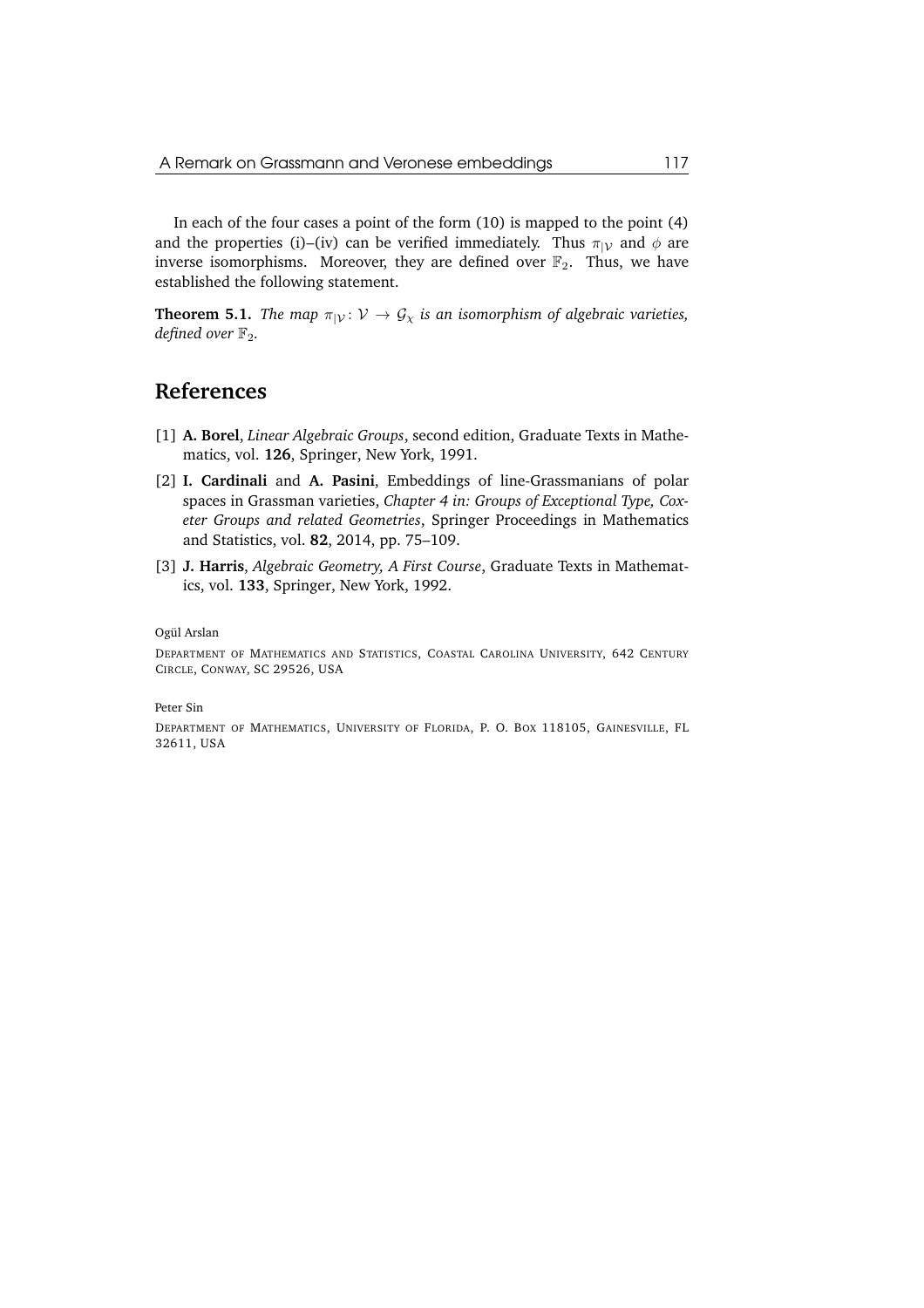In each of the four cases a point of the form (10) is mapped to the point (4) and the properties (i)–(iv) can be verified immediately. Thus $\pi_{|\mathcal{V}}$ and $\phi$ are inverse isomorphisms. Moreover, they are defined over $\mathbb{F}_2$. Thus, we have established the following statement.

**Theorem 5.1.** *The map $\pi_{|\mathcal{V}} \colon \mathcal{V} \to \mathcal{G}_X$ is an isomorphism of algebraic varieties, defined over $\mathbb{F}_2$.*

## References

[1] **A. Borel**, *Linear Algebraic Groups*, second edition, Graduate Texts in Mathematics, vol. **126**, Springer, New York, 1991.

[2] **I. Cardinali** and **A. Pasini**, Embeddings of line-Grassmanians of polar spaces in Grassman varieties, *Chapter 4 in: Groups of Exceptional Type, Coxeter Groups and related Geometries*, Springer Proceedings in Mathematics and Statistics, vol. **82**, 2014, pp. 75–109.

[3] **J. Harris**, *Algebraic Geometry, A First Course*, Graduate Texts in Mathematics, vol. **133**, Springer, New York, 1992.

Ogül Arslan

Department of Mathematics and Statistics, Coastal Carolina University, 642 Century Circle, Conway, SC 29526, USA

Peter Sin

Department of Mathematics, University of Florida, P. O. Box 118105, Gainesville, FL 32611, USA